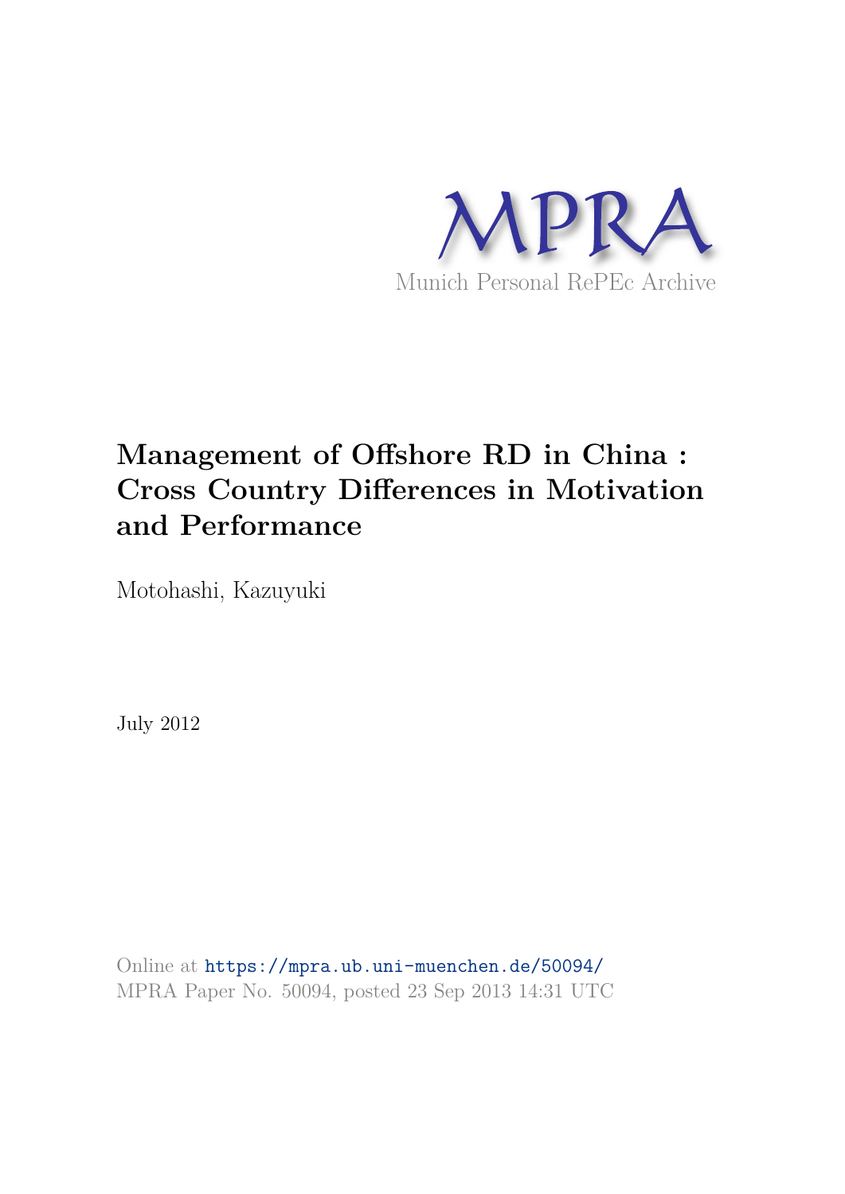MPRA

Munich Personal RePEc Archive

# Management of Offshore RD in China : Cross Country Differences in Motivation and Performance

Motohashi, Kazuyuki

July 2012

Online at https://mpra.ub.uni-muenchen.de/50094/
MPRA Paper No. 50094, posted 23 Sep 2013 14:31 UTC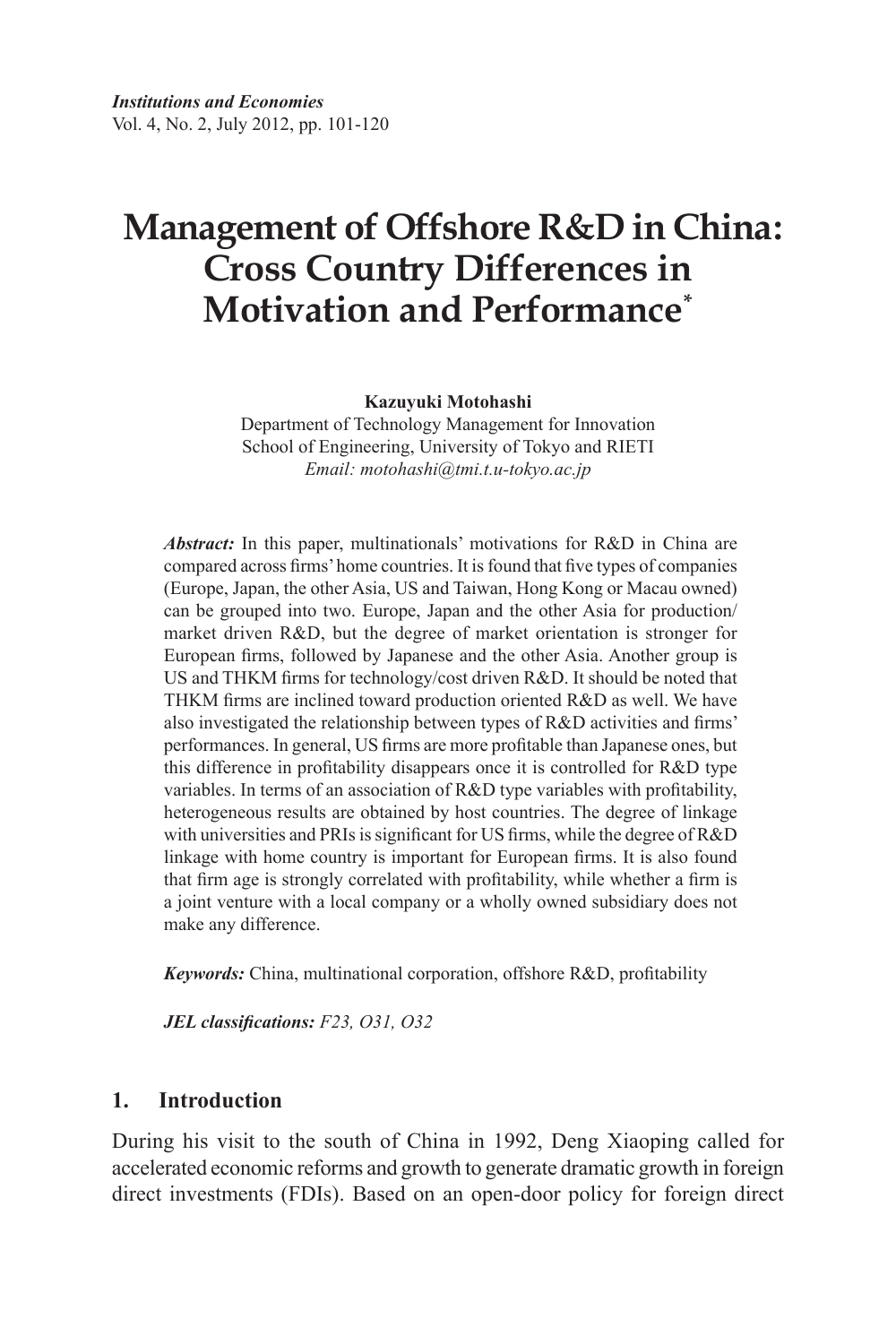# Management of Offshore R&D in China: Cross Country Differences in Motivation and Performance*

**Kazuyuki Motohashi**
Department of Technology Management for Innovation
School of Engineering, University of Tokyo and RIETI
*Email: motohashi@tmi.t.u-tokyo.ac.jp*

***Abstract:*** In this paper, multinationals' motivations for R&D in China are compared across firms' home countries. It is found that five types of companies (Europe, Japan, the other Asia, US and Taiwan, Hong Kong or Macau owned) can be grouped into two. Europe, Japan and the other Asia for production/market driven R&D, but the degree of market orientation is stronger for European firms, followed by Japanese and the other Asia. Another group is US and THKM firms for technology/cost driven R&D. It should be noted that THKM firms are inclined toward production oriented R&D as well. We have also investigated the relationship between types of R&D activities and firms' performances. In general, US firms are more profitable than Japanese ones, but this difference in profitability disappears once it is controlled for R&D type variables. In terms of an association of R&D type variables with profitability, heterogeneous results are obtained by host countries. The degree of linkage with universities and PRIs is significant for US firms, while the degree of R&D linkage with home country is important for European firms. It is also found that firm age is strongly correlated with profitability, while whether a firm is a joint venture with a local company or a wholly owned subsidiary does not make any difference.

***Keywords:*** China, multinational corporation, offshore R&D, profitability

***JEL classifications:*** *F23, O31, O32*

## 1. Introduction

During his visit to the south of China in 1992, Deng Xiaoping called for accelerated economic reforms and growth to generate dramatic growth in foreign direct investments (FDIs). Based on an open-door policy for foreign direct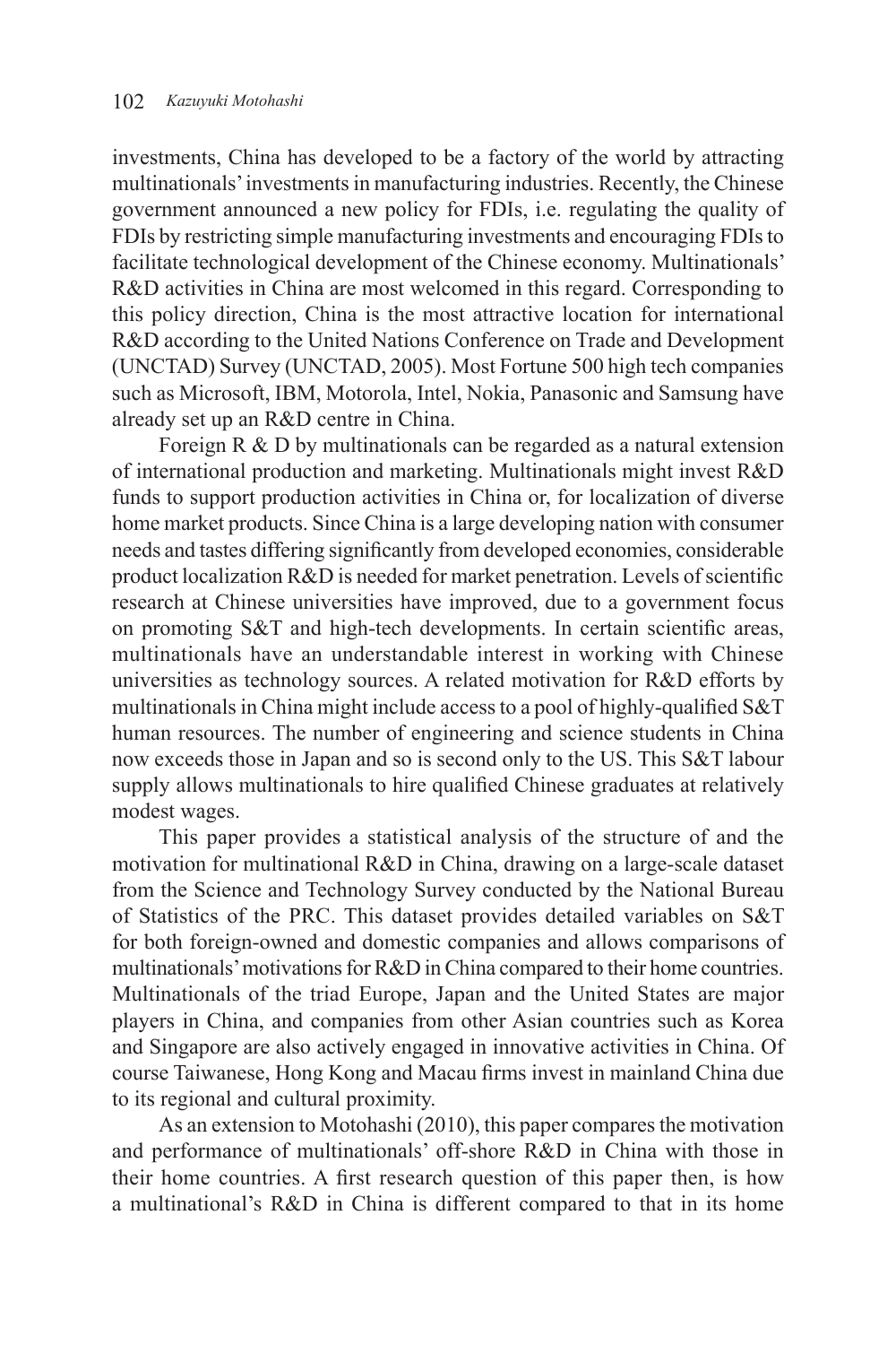investments, China has developed to be a factory of the world by attracting multinationals' investments in manufacturing industries. Recently, the Chinese government announced a new policy for FDIs, i.e. regulating the quality of FDIs by restricting simple manufacturing investments and encouraging FDIs to facilitate technological development of the Chinese economy. Multinationals' R&D activities in China are most welcomed in this regard. Corresponding to this policy direction, China is the most attractive location for international R&D according to the United Nations Conference on Trade and Development (UNCTAD) Survey (UNCTAD, 2005). Most Fortune 500 high tech companies such as Microsoft, IBM, Motorola, Intel, Nokia, Panasonic and Samsung have already set up an R&D centre in China.

Foreign R & D by multinationals can be regarded as a natural extension of international production and marketing. Multinationals might invest R&D funds to support production activities in China or, for localization of diverse home market products. Since China is a large developing nation with consumer needs and tastes differing significantly from developed economies, considerable product localization R&D is needed for market penetration. Levels of scientific research at Chinese universities have improved, due to a government focus on promoting S&T and high-tech developments. In certain scientific areas, multinationals have an understandable interest in working with Chinese universities as technology sources. A related motivation for R&D efforts by multinationals in China might include access to a pool of highly-qualified S&T human resources. The number of engineering and science students in China now exceeds those in Japan and so is second only to the US. This S&T labour supply allows multinationals to hire qualified Chinese graduates at relatively modest wages.

This paper provides a statistical analysis of the structure of and the motivation for multinational R&D in China, drawing on a large-scale dataset from the Science and Technology Survey conducted by the National Bureau of Statistics of the PRC. This dataset provides detailed variables on S&T for both foreign-owned and domestic companies and allows comparisons of multinationals' motivations for R&D in China compared to their home countries. Multinationals of the triad Europe, Japan and the United States are major players in China, and companies from other Asian countries such as Korea and Singapore are also actively engaged in innovative activities in China. Of course Taiwanese, Hong Kong and Macau firms invest in mainland China due to its regional and cultural proximity.

As an extension to Motohashi (2010), this paper compares the motivation and performance of multinationals' off-shore R&D in China with those in their home countries. A first research question of this paper then, is how a multinational's R&D in China is different compared to that in its home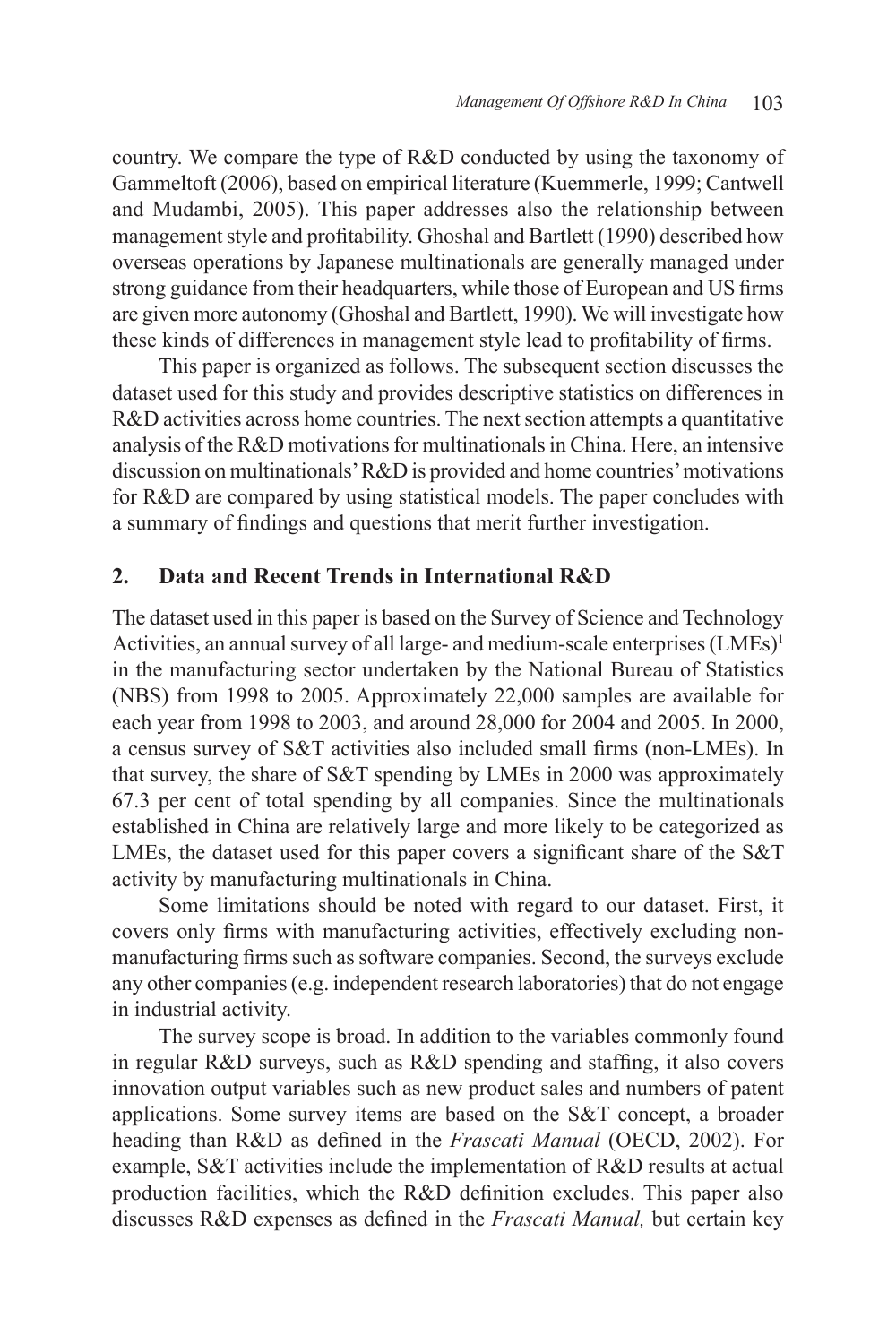country. We compare the type of R&D conducted by using the taxonomy of Gammeltoft (2006), based on empirical literature (Kuemmerle, 1999; Cantwell and Mudambi, 2005). This paper addresses also the relationship between management style and profitability. Ghoshal and Bartlett (1990) described how overseas operations by Japanese multinationals are generally managed under strong guidance from their headquarters, while those of European and US firms are given more autonomy (Ghoshal and Bartlett, 1990). We will investigate how these kinds of differences in management style lead to profitability of firms.

This paper is organized as follows. The subsequent section discusses the dataset used for this study and provides descriptive statistics on differences in R&D activities across home countries. The next section attempts a quantitative analysis of the R&D motivations for multinationals in China. Here, an intensive discussion on multinationals' R&D is provided and home countries' motivations for R&D are compared by using statistical models. The paper concludes with a summary of findings and questions that merit further investigation.

## 2. Data and Recent Trends in International R&D

The dataset used in this paper is based on the Survey of Science and Technology Activities, an annual survey of all large- and medium-scale enterprises (LMEs)[1] in the manufacturing sector undertaken by the National Bureau of Statistics (NBS) from 1998 to 2005. Approximately 22,000 samples are available for each year from 1998 to 2003, and around 28,000 for 2004 and 2005. In 2000, a census survey of S&T activities also included small firms (non-LMEs). In that survey, the share of S&T spending by LMEs in 2000 was approximately 67.3 per cent of total spending by all companies. Since the multinationals established in China are relatively large and more likely to be categorized as LMEs, the dataset used for this paper covers a significant share of the S&T activity by manufacturing multinationals in China.

Some limitations should be noted with regard to our dataset. First, it covers only firms with manufacturing activities, effectively excluding non-manufacturing firms such as software companies. Second, the surveys exclude any other companies (e.g. independent research laboratories) that do not engage in industrial activity.

The survey scope is broad. In addition to the variables commonly found in regular R&D surveys, such as R&D spending and staffing, it also covers innovation output variables such as new product sales and numbers of patent applications. Some survey items are based on the S&T concept, a broader heading than R&D as defined in the *Frascati Manual* (OECD, 2002). For example, S&T activities include the implementation of R&D results at actual production facilities, which the R&D definition excludes. This paper also discusses R&D expenses as defined in the *Frascati Manual,* but certain key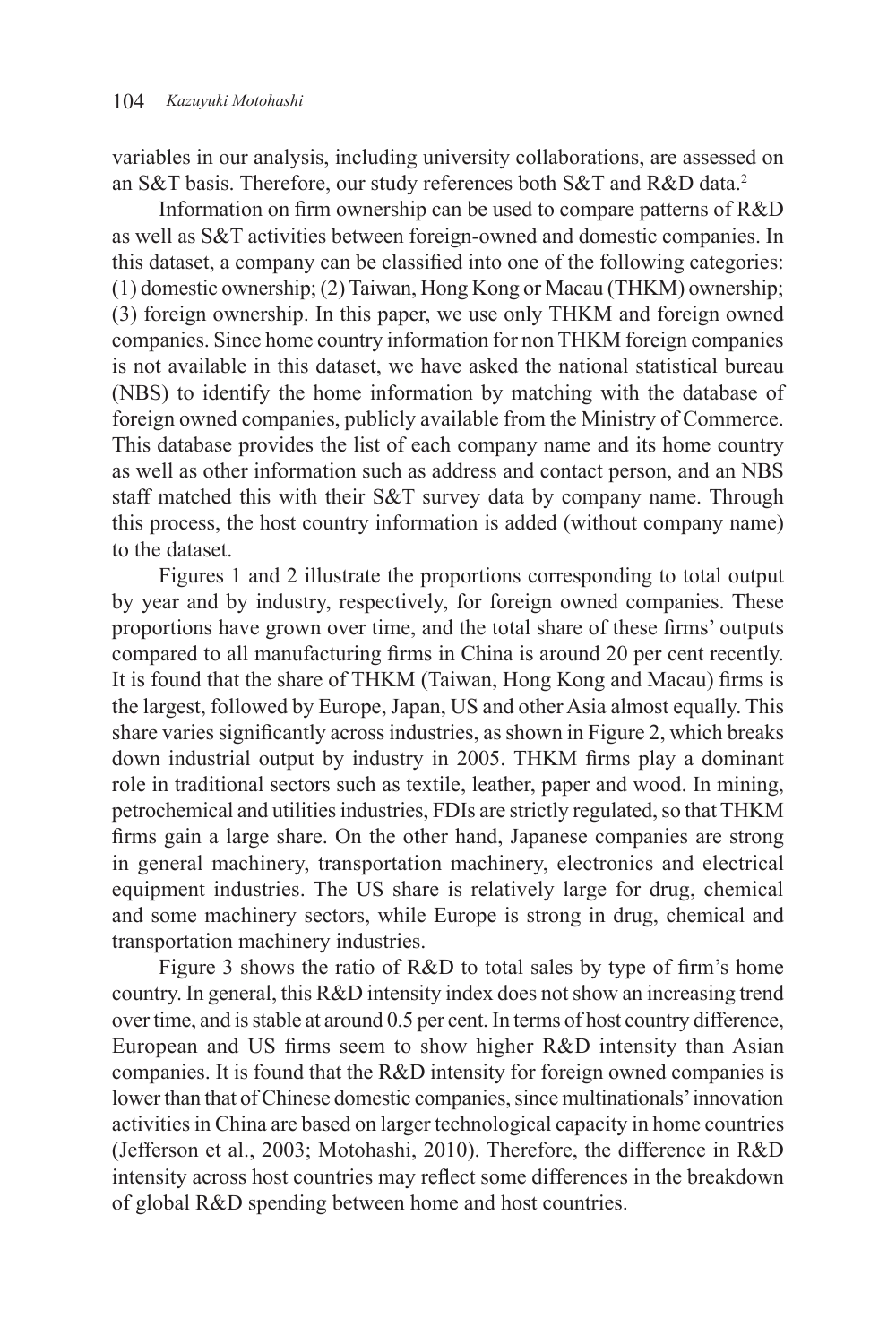variables in our analysis, including university collaborations, are assessed on an S&T basis. Therefore, our study references both S&T and R&D data.[2]

Information on firm ownership can be used to compare patterns of R&D as well as S&T activities between foreign-owned and domestic companies. In this dataset, a company can be classified into one of the following categories: (1) domestic ownership; (2) Taiwan, Hong Kong or Macau (THKM) ownership; (3) foreign ownership. In this paper, we use only THKM and foreign owned companies. Since home country information for non THKM foreign companies is not available in this dataset, we have asked the national statistical bureau (NBS) to identify the home information by matching with the database of foreign owned companies, publicly available from the Ministry of Commerce. This database provides the list of each company name and its home country as well as other information such as address and contact person, and an NBS staff matched this with their S&T survey data by company name. Through this process, the host country information is added (without company name) to the dataset.

Figures 1 and 2 illustrate the proportions corresponding to total output by year and by industry, respectively, for foreign owned companies. These proportions have grown over time, and the total share of these firms' outputs compared to all manufacturing firms in China is around 20 per cent recently. It is found that the share of THKM (Taiwan, Hong Kong and Macau) firms is the largest, followed by Europe, Japan, US and other Asia almost equally. This share varies significantly across industries, as shown in Figure 2, which breaks down industrial output by industry in 2005. THKM firms play a dominant role in traditional sectors such as textile, leather, paper and wood. In mining, petrochemical and utilities industries, FDIs are strictly regulated, so that THKM firms gain a large share. On the other hand, Japanese companies are strong in general machinery, transportation machinery, electronics and electrical equipment industries. The US share is relatively large for drug, chemical and some machinery sectors, while Europe is strong in drug, chemical and transportation machinery industries.

Figure 3 shows the ratio of R&D to total sales by type of firm's home country. In general, this R&D intensity index does not show an increasing trend over time, and is stable at around 0.5 per cent. In terms of host country difference, European and US firms seem to show higher R&D intensity than Asian companies. It is found that the R&D intensity for foreign owned companies is lower than that of Chinese domestic companies, since multinationals' innovation activities in China are based on larger technological capacity in home countries (Jefferson et al., 2003; Motohashi, 2010). Therefore, the difference in R&D intensity across host countries may reflect some differences in the breakdown of global R&D spending between home and host countries.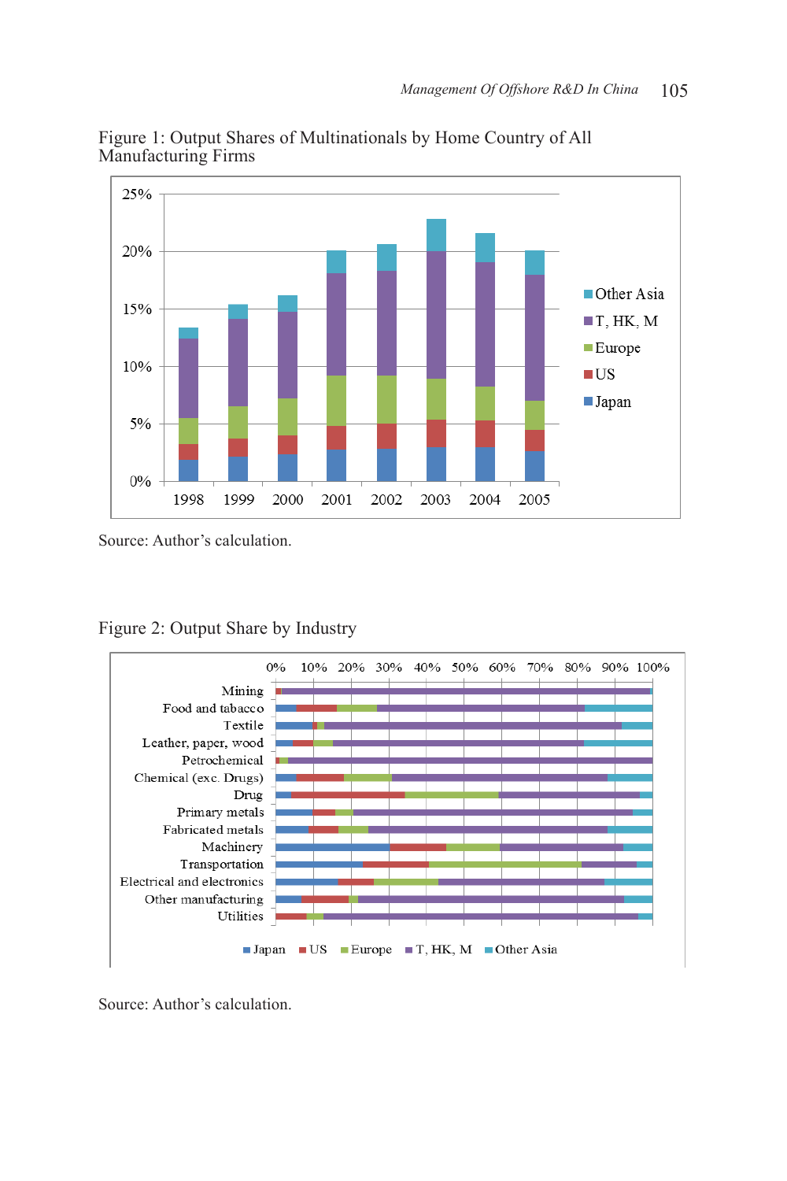Figure 1: Output Shares of Multinationals by Home Country of All Manufacturing Firms

Source: Author's calculation.

Figure 2: Output Share by Industry

Source: Author's calculation.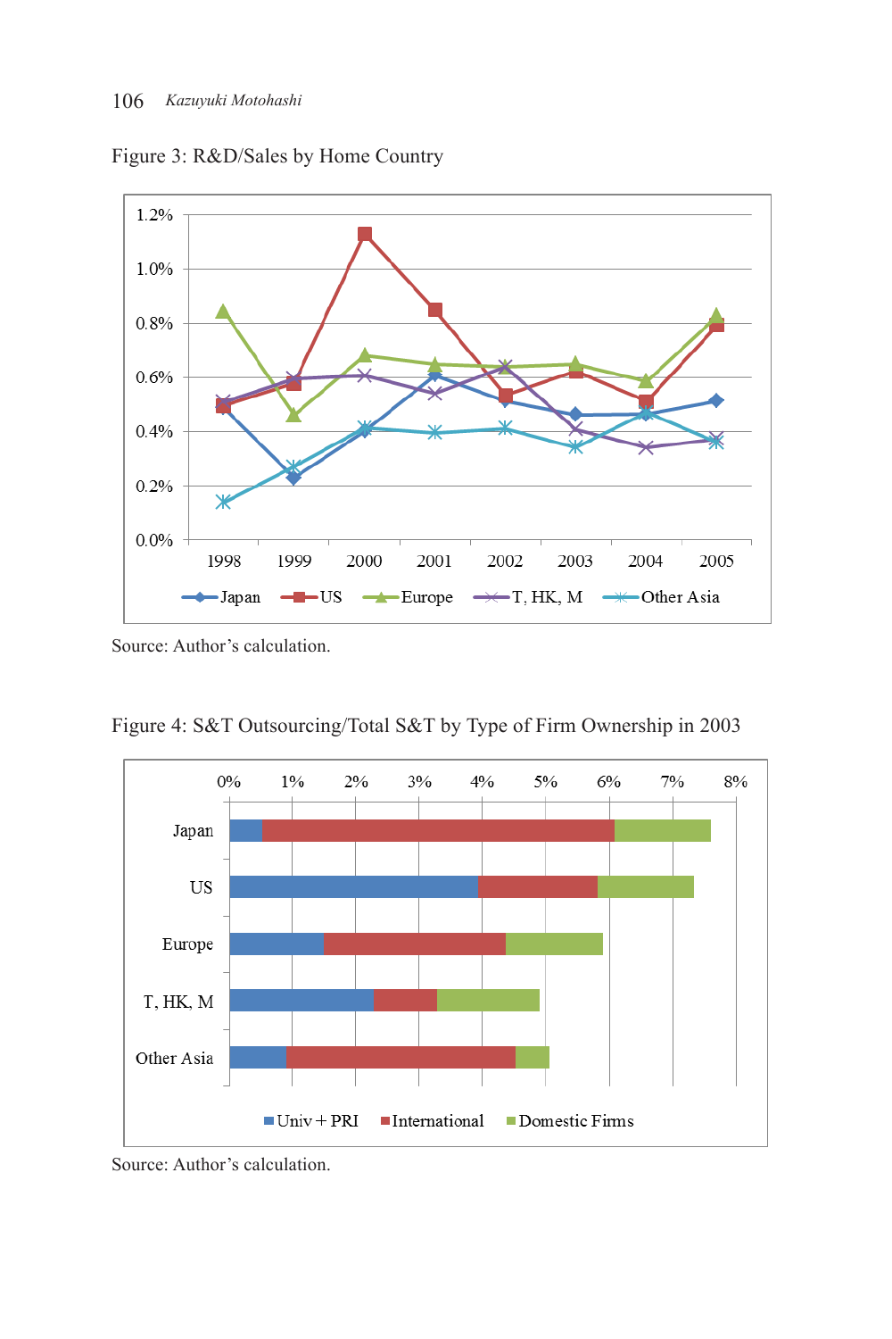Figure 3: R&D/Sales by Home Country

Source: Author's calculation.

Figure 4: S&T Outsourcing/Total S&T by Type of Firm Ownership in 2003

Source: Author's calculation.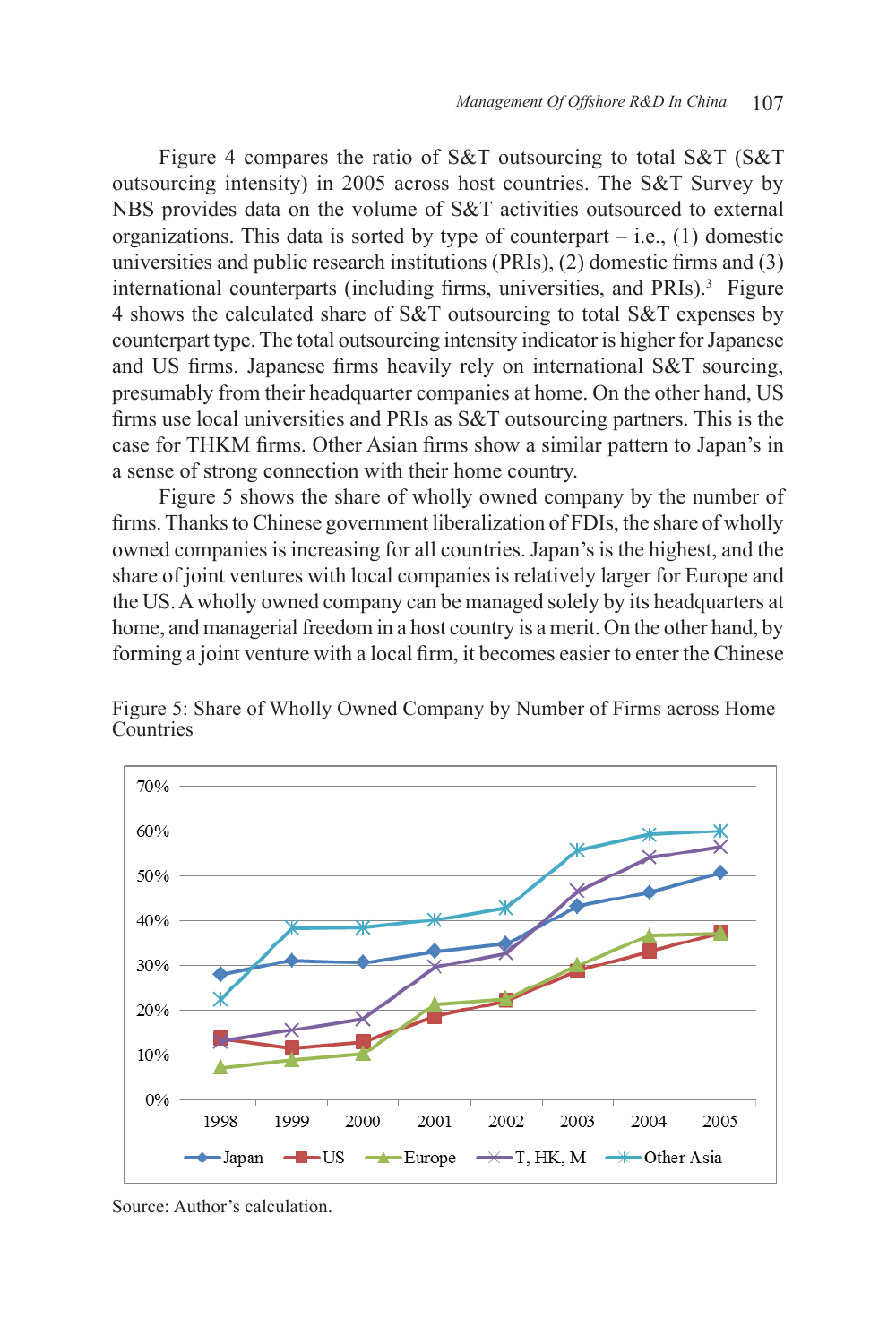Figure 4 compares the ratio of S&T outsourcing to total S&T (S&T outsourcing intensity) in 2005 across host countries. The S&T Survey by NBS provides data on the volume of S&T activities outsourced to external organizations. This data is sorted by type of counterpart – i.e., (1) domestic universities and public research institutions (PRIs), (2) domestic firms and (3) international counterparts (including firms, universities, and PRIs).[3] Figure 4 shows the calculated share of S&T outsourcing to total S&T expenses by counterpart type. The total outsourcing intensity indicator is higher for Japanese and US firms. Japanese firms heavily rely on international S&T sourcing, presumably from their headquarter companies at home. On the other hand, US firms use local universities and PRIs as S&T outsourcing partners. This is the case for THKM firms. Other Asian firms show a similar pattern to Japan's in a sense of strong connection with their home country.

Figure 5 shows the share of wholly owned company by the number of firms. Thanks to Chinese government liberalization of FDIs, the share of wholly owned companies is increasing for all countries. Japan's is the highest, and the share of joint ventures with local companies is relatively larger for Europe and the US. A wholly owned company can be managed solely by its headquarters at home, and managerial freedom in a host country is a merit. On the other hand, by forming a joint venture with a local firm, it becomes easier to enter the Chinese

Figure 5: Share of Wholly Owned Company by Number of Firms across Home Countries

Source: Author's calculation.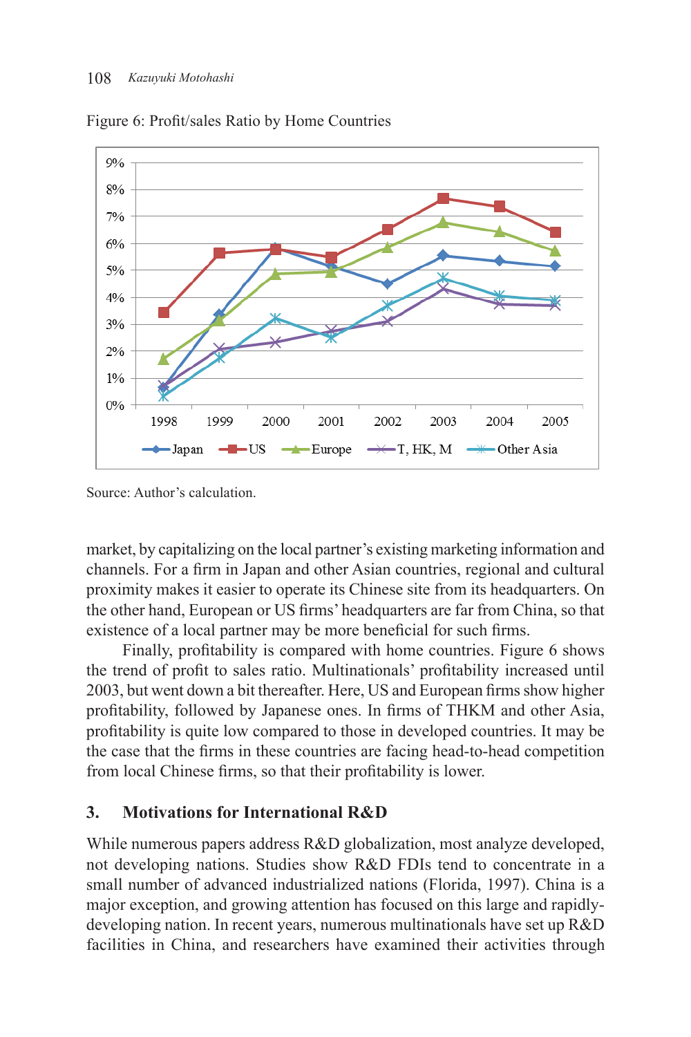Figure 6: Profit/sales Ratio by Home Countries

Source: Author's calculation.

market, by capitalizing on the local partner's existing marketing information and channels. For a firm in Japan and other Asian countries, regional and cultural proximity makes it easier to operate its Chinese site from its headquarters. On the other hand, European or US firms' headquarters are far from China, so that existence of a local partner may be more beneficial for such firms.

Finally, profitability is compared with home countries. Figure 6 shows the trend of profit to sales ratio. Multinationals' profitability increased until 2003, but went down a bit thereafter. Here, US and European firms show higher profitability, followed by Japanese ones. In firms of THKM and other Asia, profitability is quite low compared to those in developed countries. It may be the case that the firms in these countries are facing head-to-head competition from local Chinese firms, so that their profitability is lower.

## 3. Motivations for International R&D

While numerous papers address R&D globalization, most analyze developed, not developing nations. Studies show R&D FDIs tend to concentrate in a small number of advanced industrialized nations (Florida, 1997). China is a major exception, and growing attention has focused on this large and rapidly-developing nation. In recent years, numerous multinationals have set up R&D facilities in China, and researchers have examined their activities through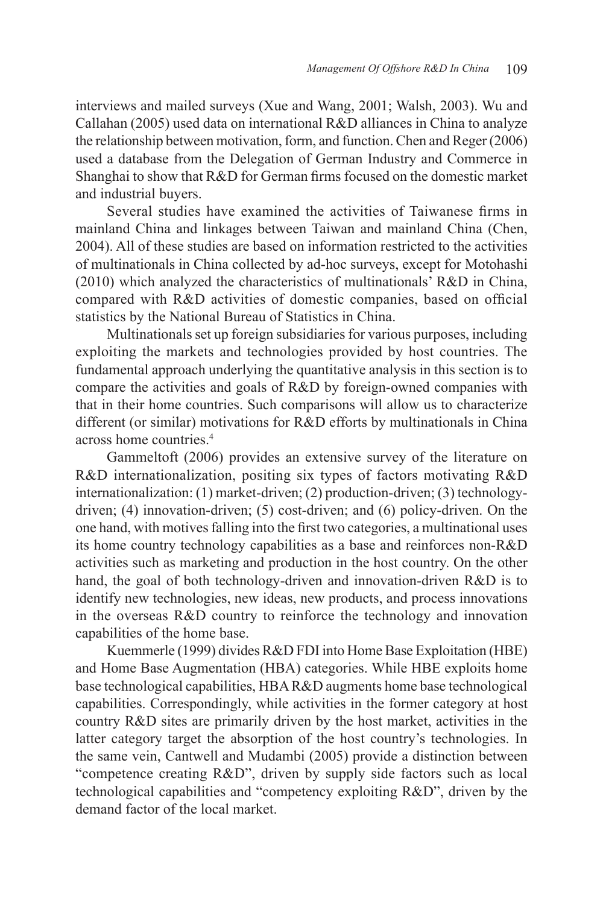interviews and mailed surveys (Xue and Wang, 2001; Walsh, 2003). Wu and Callahan (2005) used data on international R&D alliances in China to analyze the relationship between motivation, form, and function. Chen and Reger (2006) used a database from the Delegation of German Industry and Commerce in Shanghai to show that R&D for German firms focused on the domestic market and industrial buyers.

Several studies have examined the activities of Taiwanese firms in mainland China and linkages between Taiwan and mainland China (Chen, 2004). All of these studies are based on information restricted to the activities of multinationals in China collected by ad-hoc surveys, except for Motohashi (2010) which analyzed the characteristics of multinationals' R&D in China, compared with R&D activities of domestic companies, based on official statistics by the National Bureau of Statistics in China.

Multinationals set up foreign subsidiaries for various purposes, including exploiting the markets and technologies provided by host countries. The fundamental approach underlying the quantitative analysis in this section is to compare the activities and goals of R&D by foreign-owned companies with that in their home countries. Such comparisons will allow us to characterize different (or similar) motivations for R&D efforts by multinationals in China across home countries.[4]

Gammeltoft (2006) provides an extensive survey of the literature on R&D internationalization, positing six types of factors motivating R&D internationalization: (1) market-driven; (2) production-driven; (3) technology-driven; (4) innovation-driven; (5) cost-driven; and (6) policy-driven. On the one hand, with motives falling into the first two categories, a multinational uses its home country technology capabilities as a base and reinforces non-R&D activities such as marketing and production in the host country. On the other hand, the goal of both technology-driven and innovation-driven R&D is to identify new technologies, new ideas, new products, and process innovations in the overseas R&D country to reinforce the technology and innovation capabilities of the home base.

Kuemmerle (1999) divides R&D FDI into Home Base Exploitation (HBE) and Home Base Augmentation (HBA) categories. While HBE exploits home base technological capabilities, HBA R&D augments home base technological capabilities. Correspondingly, while activities in the former category at host country R&D sites are primarily driven by the host market, activities in the latter category target the absorption of the host country's technologies. In the same vein, Cantwell and Mudambi (2005) provide a distinction between "competence creating R&D", driven by supply side factors such as local technological capabilities and "competency exploiting R&D", driven by the demand factor of the local market.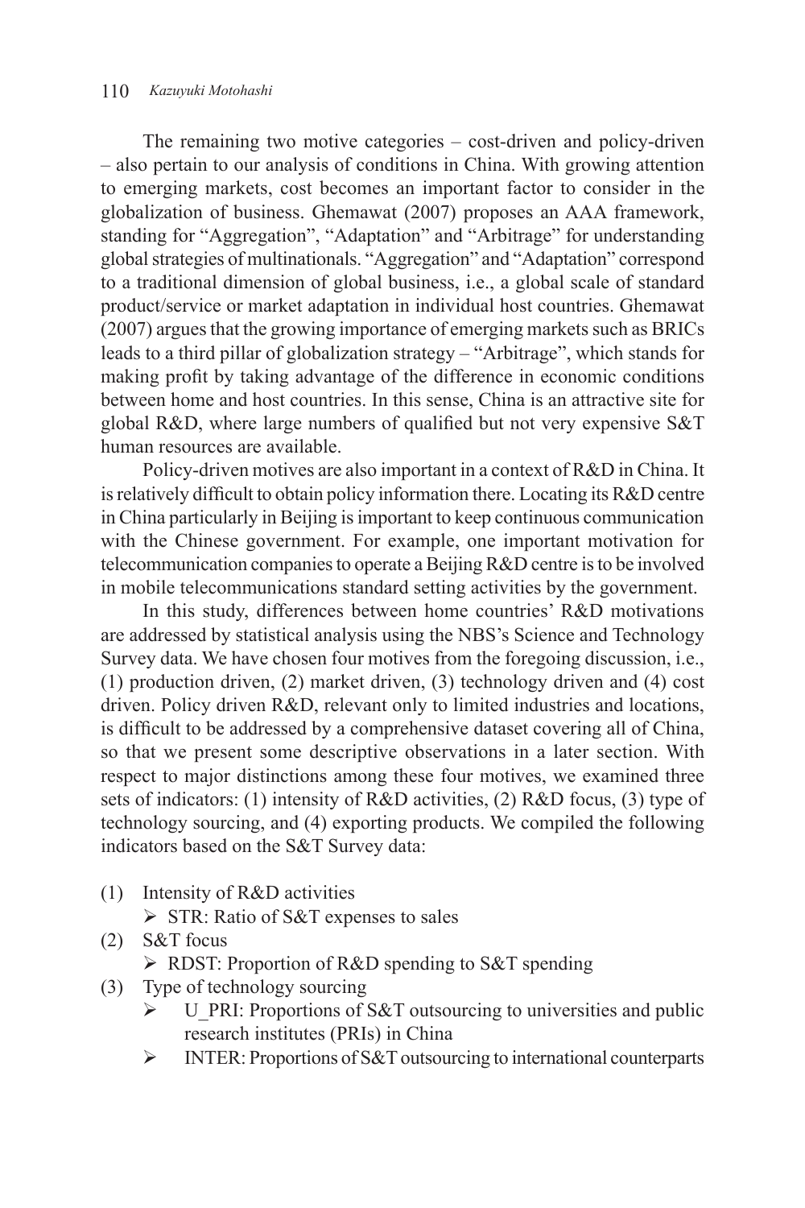The remaining two motive categories – cost-driven and policy-driven – also pertain to our analysis of conditions in China. With growing attention to emerging markets, cost becomes an important factor to consider in the globalization of business. Ghemawat (2007) proposes an AAA framework, standing for "Aggregation", "Adaptation" and "Arbitrage" for understanding global strategies of multinationals. "Aggregation" and "Adaptation" correspond to a traditional dimension of global business, i.e., a global scale of standard product/service or market adaptation in individual host countries. Ghemawat (2007) argues that the growing importance of emerging markets such as BRICs leads to a third pillar of globalization strategy – "Arbitrage", which stands for making profit by taking advantage of the difference in economic conditions between home and host countries. In this sense, China is an attractive site for global R&D, where large numbers of qualified but not very expensive S&T human resources are available.

Policy-driven motives are also important in a context of R&D in China. It is relatively difficult to obtain policy information there. Locating its R&D centre in China particularly in Beijing is important to keep continuous communication with the Chinese government. For example, one important motivation for telecommunication companies to operate a Beijing R&D centre is to be involved in mobile telecommunications standard setting activities by the government.

In this study, differences between home countries' R&D motivations are addressed by statistical analysis using the NBS's Science and Technology Survey data. We have chosen four motives from the foregoing discussion, i.e., (1) production driven, (2) market driven, (3) technology driven and (4) cost driven. Policy driven R&D, relevant only to limited industries and locations, is difficult to be addressed by a comprehensive dataset covering all of China, so that we present some descriptive observations in a later section. With respect to major distinctions among these four motives, we examined three sets of indicators: (1) intensity of R&D activities, (2) R&D focus, (3) type of technology sourcing, and (4) exporting products. We compiled the following indicators based on the S&T Survey data:

(1) Intensity of R&D activities
   - STR: Ratio of S&T expenses to sales

(2) S&T focus
   - RDST: Proportion of R&D spending to S&T spending

(3) Type of technology sourcing
   - U_PRI: Proportions of S&T outsourcing to universities and public research institutes (PRIs) in China
   - INTER: Proportions of S&T outsourcing to international counterparts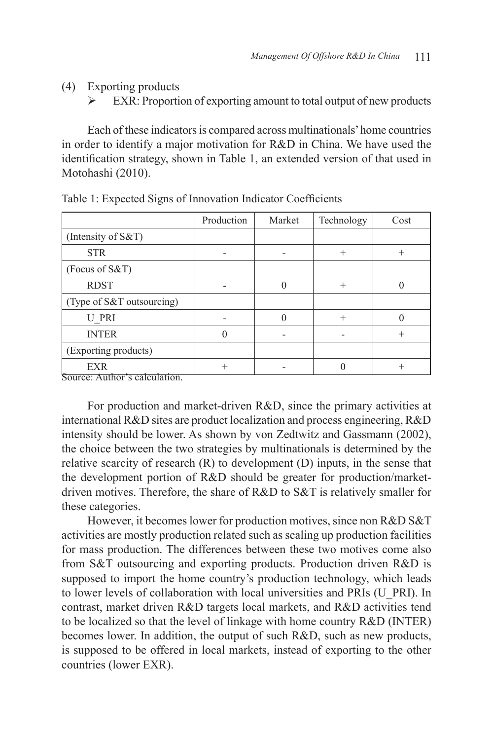(4) Exporting products

- EXR: Proportion of exporting amount to total output of new products

Each of these indicators is compared across multinationals' home countries in order to identify a major motivation for R&D in China. We have used the identification strategy, shown in Table 1, an extended version of that used in Motohashi (2010).

Table 1: Expected Signs of Innovation Indicator Coefficients

| | Production | Market | Technology | Cost |
|---|---|---|---|---|
| (Intensity of S&T) | | | | |
| STR | - | - | + | + |
| (Focus of S&T) | | | | |
| RDST | - | 0 | + | 0 |
| (Type of S&T outsourcing) | | | | |
| U_PRI | - | 0 | + | 0 |
| INTER | 0 | - | - | + |
| (Exporting products) | | | | |
| EXR | + | - | 0 | + |

Source: Author's calculation.

For production and market-driven R&D, since the primary activities at international R&D sites are product localization and process engineering, R&D intensity should be lower. As shown by von Zedtwitz and Gassmann (2002), the choice between the two strategies by multinationals is determined by the relative scarcity of research (R) to development (D) inputs, in the sense that the development portion of R&D should be greater for production/market-driven motives. Therefore, the share of R&D to S&T is relatively smaller for these categories.

However, it becomes lower for production motives, since non R&D S&T activities are mostly production related such as scaling up production facilities for mass production. The differences between these two motives come also from S&T outsourcing and exporting products. Production driven R&D is supposed to import the home country's production technology, which leads to lower levels of collaboration with local universities and PRIs (U_PRI). In contrast, market driven R&D targets local markets, and R&D activities tend to be localized so that the level of linkage with home country R&D (INTER) becomes lower. In addition, the output of such R&D, such as new products, is supposed to be offered in local markets, instead of exporting to the other countries (lower EXR).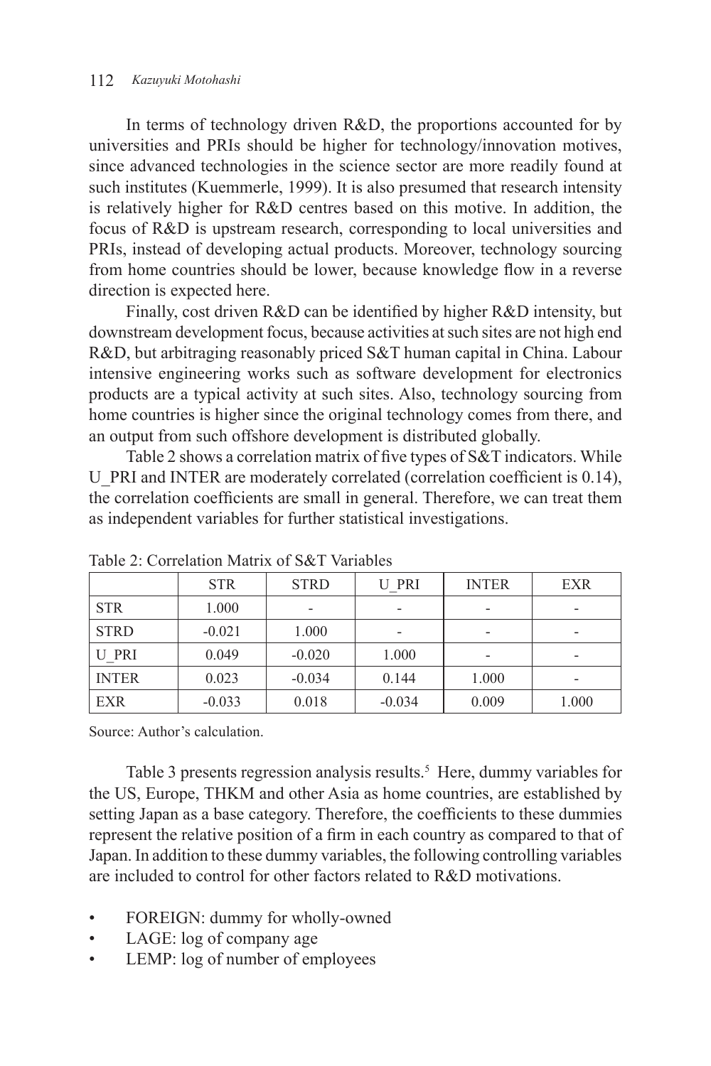In terms of technology driven R&D, the proportions accounted for by universities and PRIs should be higher for technology/innovation motives, since advanced technologies in the science sector are more readily found at such institutes (Kuemmerle, 1999). It is also presumed that research intensity is relatively higher for R&D centres based on this motive. In addition, the focus of R&D is upstream research, corresponding to local universities and PRIs, instead of developing actual products. Moreover, technology sourcing from home countries should be lower, because knowledge flow in a reverse direction is expected here.

Finally, cost driven R&D can be identified by higher R&D intensity, but downstream development focus, because activities at such sites are not high end R&D, but arbitraging reasonably priced S&T human capital in China. Labour intensive engineering works such as software development for electronics products are a typical activity at such sites. Also, technology sourcing from home countries is higher since the original technology comes from there, and an output from such offshore development is distributed globally.

Table 2 shows a correlation matrix of five types of S&T indicators. While U_PRI and INTER are moderately correlated (correlation coefficient is 0.14), the correlation coefficients are small in general. Therefore, we can treat them as independent variables for further statistical investigations.

Table 2: Correlation Matrix of S&T Variables

| | STR | STRD | U_PRI | INTER | EXR |
|---|---|---|---|---|---|
| STR | 1.000 | - | - | - | - |
| STRD | -0.021 | 1.000 | - | - | - |
| U_PRI | 0.049 | -0.020 | 1.000 | - | - |
| INTER | 0.023 | -0.034 | 0.144 | 1.000 | - |
| EXR | -0.033 | 0.018 | -0.034 | 0.009 | 1.000 |

Source: Author's calculation.

Table 3 presents regression analysis results.[5] Here, dummy variables for the US, Europe, THKM and other Asia as home countries, are established by setting Japan as a base category. Therefore, the coefficients to these dummies represent the relative position of a firm in each country as compared to that of Japan. In addition to these dummy variables, the following controlling variables are included to control for other factors related to R&D motivations.

- FOREIGN: dummy for wholly-owned
- LAGE: log of company age
- LEMP: log of number of employees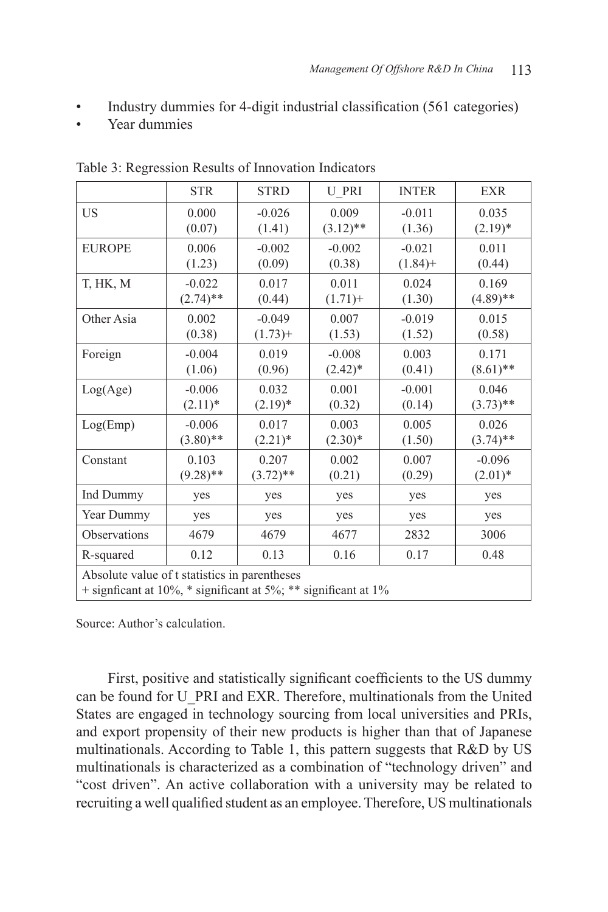- Industry dummies for 4-digit industrial classification (561 categories)
- Year dummies

Table 3: Regression Results of Innovation Indicators

| | STR | STRD | U_PRI | INTER | EXR |
|---|---|---|---|---|---|
| US | 0.000<br>(0.07) | -0.026<br>(1.41) | 0.009<br>(3.12)** | -0.011<br>(1.36) | 0.035<br>(2.19)* |
| EUROPE | 0.006<br>(1.23) | -0.002<br>(0.09) | -0.002<br>(0.38) | -0.021<br>(1.84)+ | 0.011<br>(0.44) |
| T, HK, M | -0.022<br>(2.74)** | 0.017<br>(0.44) | 0.011<br>(1.71)+ | 0.024<br>(1.30) | 0.169<br>(4.89)** |
| Other Asia | 0.002<br>(0.38) | -0.049<br>(1.73)+ | 0.007<br>(1.53) | -0.019<br>(1.52) | 0.015<br>(0.58) |
| Foreign | -0.004<br>(1.06) | 0.019<br>(0.96) | -0.008<br>(2.42)* | 0.003<br>(0.41) | 0.171<br>(8.61)** |
| Log(Age) | -0.006<br>(2.11)* | 0.032<br>(2.19)* | 0.001<br>(0.32) | -0.001<br>(0.14) | 0.046<br>(3.73)** |
| Log(Emp) | -0.006<br>(3.80)** | 0.017<br>(2.21)* | 0.003<br>(2.30)* | 0.005<br>(1.50) | 0.026<br>(3.74)** |
| Constant | 0.103<br>(9.28)** | 0.207<br>(3.72)** | 0.002<br>(0.21) | 0.007<br>(0.29) | -0.096<br>(2.01)* |
| Ind Dummy | yes | yes | yes | yes | yes |
| Year Dummy | yes | yes | yes | yes | yes |
| Observations | 4679 | 4679 | 4677 | 2832 | 3006 |
| R-squared | 0.12 | 0.13 | 0.16 | 0.17 | 0.48 |

Absolute value of t statistics in parentheses
+ signficant at 10%, * significant at 5%; ** significant at 1%

Source: Author's calculation.

First, positive and statistically significant coefficients to the US dummy can be found for U_PRI and EXR. Therefore, multinationals from the United States are engaged in technology sourcing from local universities and PRIs, and export propensity of their new products is higher than that of Japanese multinationals. According to Table 1, this pattern suggests that R&D by US multinationals is characterized as a combination of "technology driven" and "cost driven". An active collaboration with a university may be related to recruiting a well qualified student as an employee. Therefore, US multinationals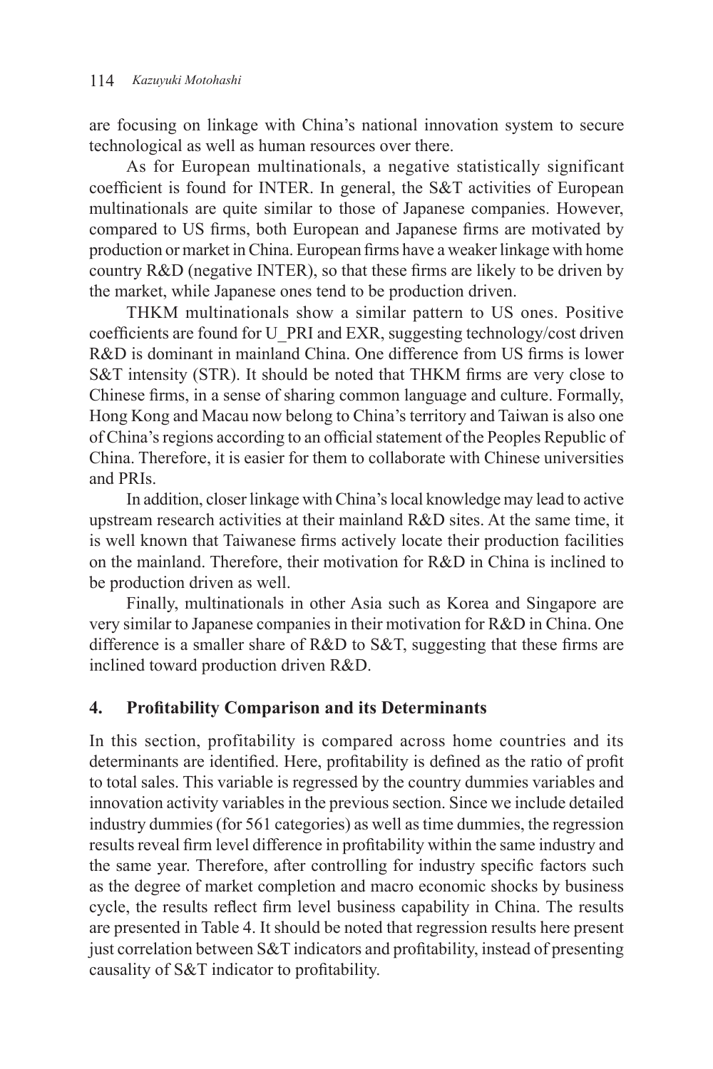are focusing on linkage with China's national innovation system to secure technological as well as human resources over there.

As for European multinationals, a negative statistically significant coefficient is found for INTER. In general, the S&T activities of European multinationals are quite similar to those of Japanese companies. However, compared to US firms, both European and Japanese firms are motivated by production or market in China. European firms have a weaker linkage with home country R&D (negative INTER), so that these firms are likely to be driven by the market, while Japanese ones tend to be production driven.

THKM multinationals show a similar pattern to US ones. Positive coefficients are found for U_PRI and EXR, suggesting technology/cost driven R&D is dominant in mainland China. One difference from US firms is lower S&T intensity (STR). It should be noted that THKM firms are very close to Chinese firms, in a sense of sharing common language and culture. Formally, Hong Kong and Macau now belong to China's territory and Taiwan is also one of China's regions according to an official statement of the Peoples Republic of China. Therefore, it is easier for them to collaborate with Chinese universities and PRIs.

In addition, closer linkage with China's local knowledge may lead to active upstream research activities at their mainland R&D sites. At the same time, it is well known that Taiwanese firms actively locate their production facilities on the mainland. Therefore, their motivation for R&D in China is inclined to be production driven as well.

Finally, multinationals in other Asia such as Korea and Singapore are very similar to Japanese companies in their motivation for R&D in China. One difference is a smaller share of R&D to S&T, suggesting that these firms are inclined toward production driven R&D.

## 4. Profitability Comparison and its Determinants

In this section, profitability is compared across home countries and its determinants are identified. Here, profitability is defined as the ratio of profit to total sales. This variable is regressed by the country dummies variables and innovation activity variables in the previous section. Since we include detailed industry dummies (for 561 categories) as well as time dummies, the regression results reveal firm level difference in profitability within the same industry and the same year. Therefore, after controlling for industry specific factors such as the degree of market completion and macro economic shocks by business cycle, the results reflect firm level business capability in China. The results are presented in Table 4. It should be noted that regression results here present just correlation between S&T indicators and profitability, instead of presenting causality of S&T indicator to profitability.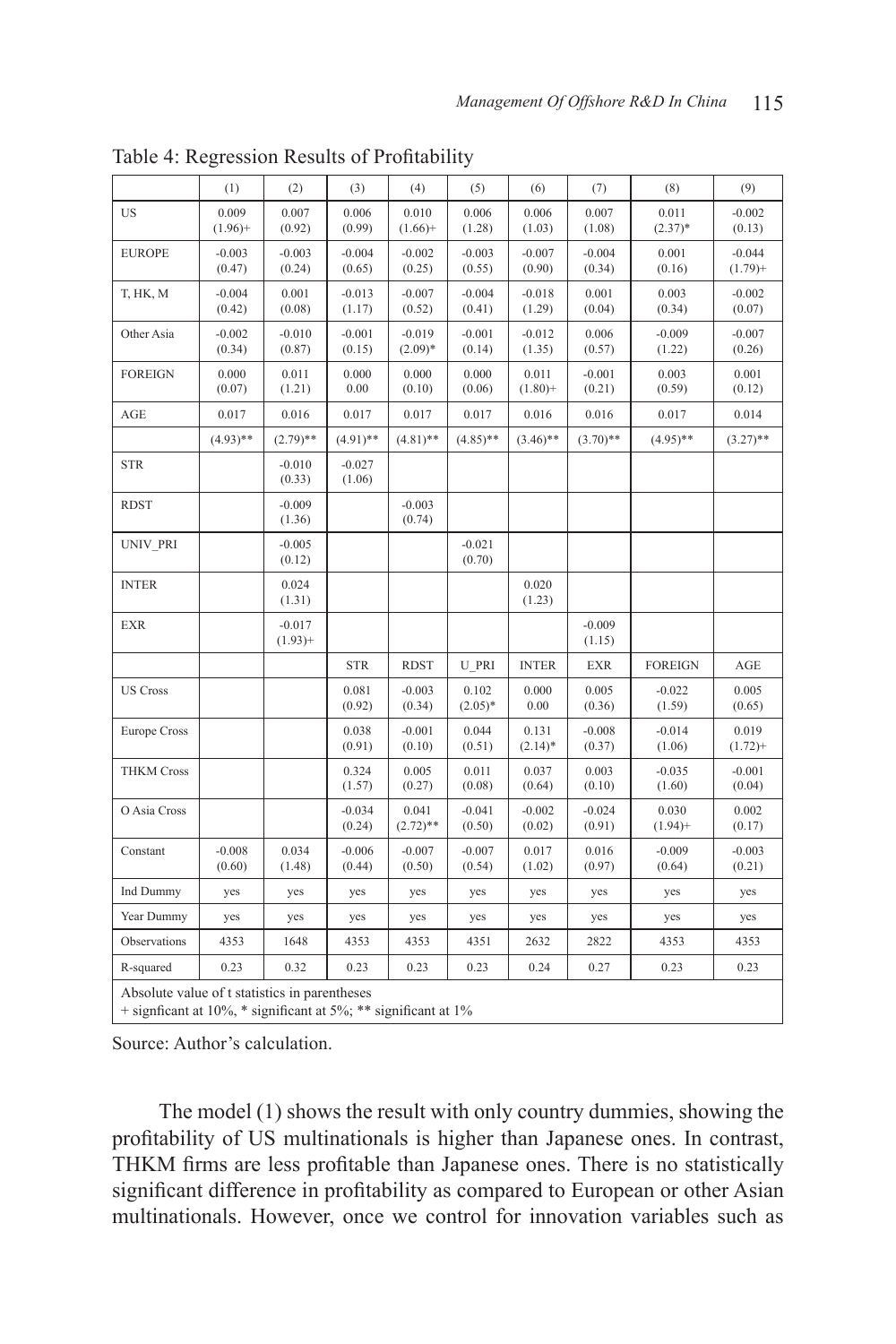Table 4: Regression Results of Profitability

| | (1) | (2) | (3) | (4) | (5) | (6) | (7) | (8) | (9) |
|---|---|---|---|---|---|---|---|---|---|
| US | 0.009<br>(1.96)+ | 0.007<br>(0.92) | 0.006<br>(0.99) | 0.010<br>(1.66)+ | 0.006<br>(1.28) | 0.006<br>(1.03) | 0.007<br>(1.08) | 0.011<br>(2.37)* | -0.002<br>(0.13) |
| EUROPE | -0.003<br>(0.47) | -0.003<br>(0.24) | -0.004<br>(0.65) | -0.002<br>(0.25) | -0.003<br>(0.55) | -0.007<br>(0.90) | -0.004<br>(0.34) | 0.001<br>(0.16) | -0.044<br>(1.79)+ |
| T, HK, M | -0.004<br>(0.42) | 0.001<br>(0.08) | -0.013<br>(1.17) | -0.007<br>(0.52) | -0.004<br>(0.41) | -0.018<br>(1.29) | 0.001<br>(0.04) | 0.003<br>(0.34) | -0.002<br>(0.07) |
| Other Asia | -0.002<br>(0.34) | -0.010<br>(0.87) | -0.001<br>(0.15) | -0.019<br>(2.09)* | -0.001<br>(0.14) | -0.012<br>(1.35) | 0.006<br>(0.57) | -0.009<br>(1.22) | -0.007<br>(0.26) |
| FOREIGN | 0.000<br>(0.07) | 0.011<br>(1.21) | 0.000<br>0.00 | 0.000<br>(0.10) | 0.000<br>(0.06) | 0.011<br>(1.80)+ | -0.001<br>(0.21) | 0.003<br>(0.59) | 0.001<br>(0.12) |
| AGE | 0.017 | 0.016 | 0.017 | 0.017 | 0.017 | 0.016 | 0.016 | 0.017 | 0.014 |
| | (4.93)** | (2.79)** | (4.91)** | (4.81)** | (4.85)** | (3.46)** | (3.70)** | (4.95)** | (3.27)** |
| STR | | -0.010<br>(0.33) | -0.027<br>(1.06) | | | | | | |
| RDST | | -0.009<br>(1.36) | | -0.003<br>(0.74) | | | | | |
| UNIV_PRI | | -0.005<br>(0.12) | | | -0.021<br>(0.70) | | | | |
| INTER | | 0.024<br>(1.31) | | | | 0.020<br>(1.23) | | | |
| EXR | | -0.017<br>(1.93)+ | | | | | -0.009<br>(1.15) | | |
| | | | STR | RDST | U_PRI | INTER | EXR | FOREIGN | AGE |
| US Cross | | | 0.081<br>(0.92) | -0.003<br>(0.34) | 0.102<br>(2.05)* | 0.000<br>0.00 | 0.005<br>(0.36) | -0.022<br>(1.59) | 0.005<br>(0.65) |
| Europe Cross | | | 0.038<br>(0.91) | -0.001<br>(0.10) | 0.044<br>(0.51) | 0.131<br>(2.14)* | -0.008<br>(0.37) | -0.014<br>(1.06) | 0.019<br>(1.72)+ |
| THKM Cross | | | 0.324<br>(1.57) | 0.005<br>(0.27) | 0.011<br>(0.08) | 0.037<br>(0.64) | 0.003<br>(0.10) | -0.035<br>(1.60) | -0.001<br>(0.04) |
| O Asia Cross | | | -0.034<br>(0.24) | 0.041<br>(2.72)** | -0.041<br>(0.50) | -0.002<br>(0.02) | -0.024<br>(0.91) | 0.030<br>(1.94)+ | 0.002<br>(0.17) |
| Constant | -0.008<br>(0.60) | 0.034<br>(1.48) | -0.006<br>(0.44) | -0.007<br>(0.50) | -0.007<br>(0.54) | 0.017<br>(1.02) | 0.016<br>(0.97) | -0.009<br>(0.64) | -0.003<br>(0.21) |
| Ind Dummy | yes | yes | yes | yes | yes | yes | yes | yes | yes |
| Year Dummy | yes | yes | yes | yes | yes | yes | yes | yes | yes |
| Observations | 4353 | 1648 | 4353 | 4353 | 4351 | 2632 | 2822 | 4353 | 4353 |
| R-squared | 0.23 | 0.32 | 0.23 | 0.23 | 0.23 | 0.24 | 0.27 | 0.23 | 0.23 |

Absolute value of t statistics in parentheses
+ signficant at 10%, * significant at 5%; ** significant at 1%

Source: Author's calculation.

The model (1) shows the result with only country dummies, showing the profitability of US multinationals is higher than Japanese ones. In contrast, THKM firms are less profitable than Japanese ones. There is no statistically significant difference in profitability as compared to European or other Asian multinationals. However, once we control for innovation variables such as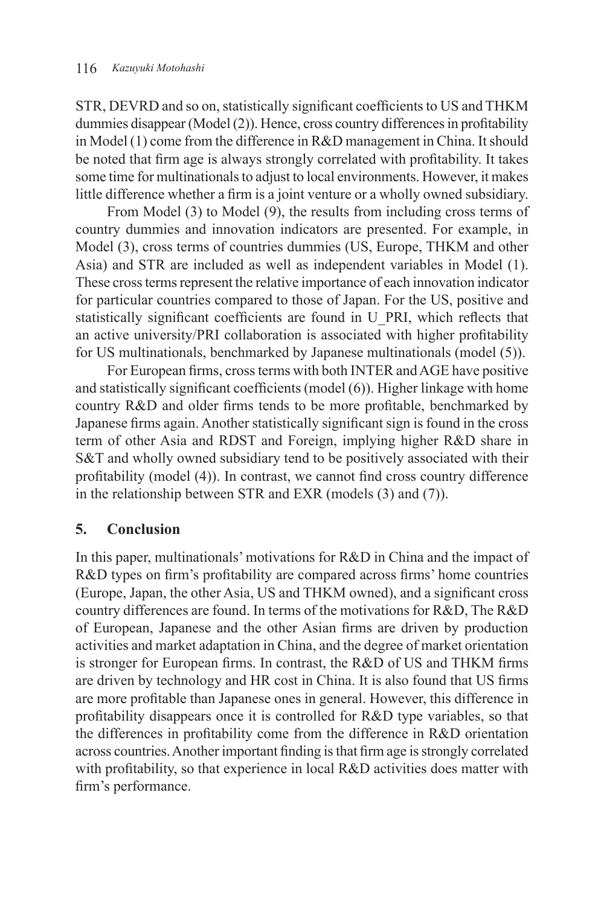STR, DEVRD and so on, statistically significant coefficients to US and THKM dummies disappear (Model (2)). Hence, cross country differences in profitability in Model (1) come from the difference in R&D management in China. It should be noted that firm age is always strongly correlated with profitability. It takes some time for multinationals to adjust to local environments. However, it makes little difference whether a firm is a joint venture or a wholly owned subsidiary.

From Model (3) to Model (9), the results from including cross terms of country dummies and innovation indicators are presented. For example, in Model (3), cross terms of countries dummies (US, Europe, THKM and other Asia) and STR are included as well as independent variables in Model (1). These cross terms represent the relative importance of each innovation indicator for particular countries compared to those of Japan. For the US, positive and statistically significant coefficients are found in U_PRI, which reflects that an active university/PRI collaboration is associated with higher profitability for US multinationals, benchmarked by Japanese multinationals (model (5)).

For European firms, cross terms with both INTER and AGE have positive and statistically significant coefficients (model (6)). Higher linkage with home country R&D and older firms tends to be more profitable, benchmarked by Japanese firms again. Another statistically significant sign is found in the cross term of other Asia and RDST and Foreign, implying higher R&D share in S&T and wholly owned subsidiary tend to be positively associated with their profitability (model (4)). In contrast, we cannot find cross country difference in the relationship between STR and EXR (models (3) and (7)).

## 5. Conclusion

In this paper, multinationals' motivations for R&D in China and the impact of R&D types on firm's profitability are compared across firms' home countries (Europe, Japan, the other Asia, US and THKM owned), and a significant cross country differences are found. In terms of the motivations for R&D, The R&D of European, Japanese and the other Asian firms are driven by production activities and market adaptation in China, and the degree of market orientation is stronger for European firms. In contrast, the R&D of US and THKM firms are driven by technology and HR cost in China. It is also found that US firms are more profitable than Japanese ones in general. However, this difference in profitability disappears once it is controlled for R&D type variables, so that the differences in profitability come from the difference in R&D orientation across countries. Another important finding is that firm age is strongly correlated with profitability, so that experience in local R&D activities does matter with firm's performance.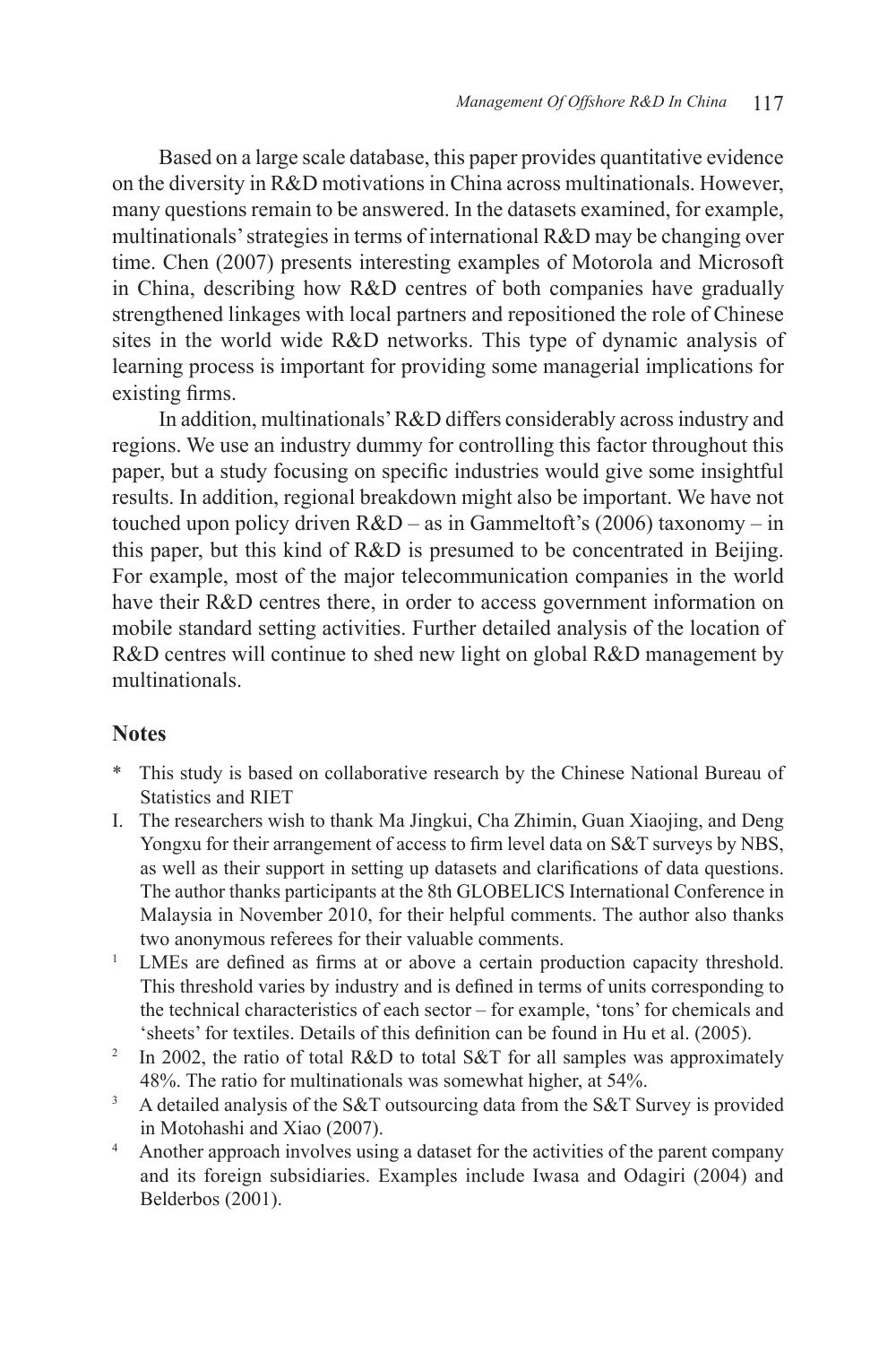Based on a large scale database, this paper provides quantitative evidence on the diversity in R&D motivations in China across multinationals. However, many questions remain to be answered. In the datasets examined, for example, multinationals' strategies in terms of international R&D may be changing over time. Chen (2007) presents interesting examples of Motorola and Microsoft in China, describing how R&D centres of both companies have gradually strengthened linkages with local partners and repositioned the role of Chinese sites in the world wide R&D networks. This type of dynamic analysis of learning process is important for providing some managerial implications for existing firms.

In addition, multinationals' R&D differs considerably across industry and regions. We use an industry dummy for controlling this factor throughout this paper, but a study focusing on specific industries would give some insightful results. In addition, regional breakdown might also be important. We have not touched upon policy driven R&D – as in Gammeltoft's (2006) taxonomy – in this paper, but this kind of R&D is presumed to be concentrated in Beijing. For example, most of the major telecommunication companies in the world have their R&D centres there, in order to access government information on mobile standard setting activities. Further detailed analysis of the location of R&D centres will continue to shed new light on global R&D management by multinationals.

## Notes

- \* This study is based on collaborative research by the Chinese National Bureau of Statistics and RIET
- I. The researchers wish to thank Ma Jingkui, Cha Zhimin, Guan Xiaojing, and Deng Yongxu for their arrangement of access to firm level data on S&T surveys by NBS, as well as their support in setting up datasets and clarifications of data questions. The author thanks participants at the 8th GLOBELICS International Conference in Malaysia in November 2010, for their helpful comments. The author also thanks two anonymous referees for their valuable comments.
- [1] LMEs are defined as firms at or above a certain production capacity threshold. This threshold varies by industry and is defined in terms of units corresponding to the technical characteristics of each sector – for example, 'tons' for chemicals and 'sheets' for textiles. Details of this definition can be found in Hu et al. (2005).
- [2] In 2002, the ratio of total R&D to total S&T for all samples was approximately 48%. The ratio for multinationals was somewhat higher, at 54%.
- [3] A detailed analysis of the S&T outsourcing data from the S&T Survey is provided in Motohashi and Xiao (2007).
- [4] Another approach involves using a dataset for the activities of the parent company and its foreign subsidiaries. Examples include Iwasa and Odagiri (2004) and Belderbos (2001).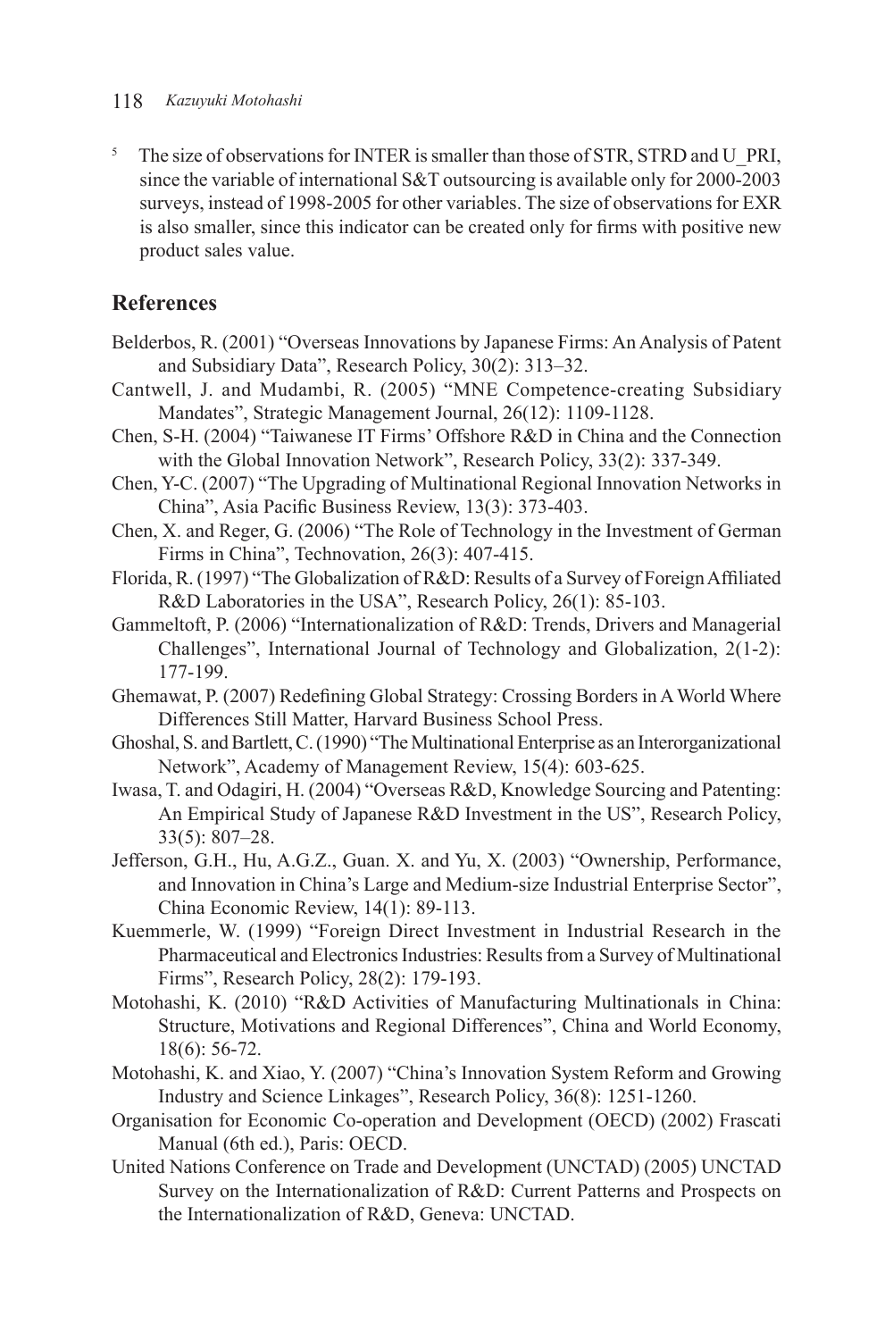[5] The size of observations for INTER is smaller than those of STR, STRD and U_PRI, since the variable of international S&T outsourcing is available only for 2000-2003 surveys, instead of 1998-2005 for other variables. The size of observations for EXR is also smaller, since this indicator can be created only for firms with positive new product sales value.

## References

Belderbos, R. (2001) "Overseas Innovations by Japanese Firms: An Analysis of Patent and Subsidiary Data", Research Policy, 30(2): 313–32.

Cantwell, J. and Mudambi, R. (2005) "MNE Competence-creating Subsidiary Mandates", Strategic Management Journal, 26(12): 1109-1128.

Chen, S-H. (2004) "Taiwanese IT Firms' Offshore R&D in China and the Connection with the Global Innovation Network", Research Policy, 33(2): 337-349.

Chen, Y-C. (2007) "The Upgrading of Multinational Regional Innovation Networks in China", Asia Pacific Business Review, 13(3): 373-403.

Chen, X. and Reger, G. (2006) "The Role of Technology in the Investment of German Firms in China", Technovation, 26(3): 407-415.

Florida, R. (1997) "The Globalization of R&D: Results of a Survey of Foreign Affiliated R&D Laboratories in the USA", Research Policy, 26(1): 85-103.

Gammeltoft, P. (2006) "Internationalization of R&D: Trends, Drivers and Managerial Challenges", International Journal of Technology and Globalization, 2(1-2): 177-199.

Ghemawat, P. (2007) Redefining Global Strategy: Crossing Borders in A World Where Differences Still Matter, Harvard Business School Press.

Ghoshal, S. and Bartlett, C. (1990) "The Multinational Enterprise as an Interorganizational Network", Academy of Management Review, 15(4): 603-625.

Iwasa, T. and Odagiri, H. (2004) "Overseas R&D, Knowledge Sourcing and Patenting: An Empirical Study of Japanese R&D Investment in the US", Research Policy, 33(5): 807–28.

Jefferson, G.H., Hu, A.G.Z., Guan. X. and Yu, X. (2003) "Ownership, Performance, and Innovation in China's Large and Medium-size Industrial Enterprise Sector", China Economic Review, 14(1): 89-113.

Kuemmerle, W. (1999) "Foreign Direct Investment in Industrial Research in the Pharmaceutical and Electronics Industries: Results from a Survey of Multinational Firms", Research Policy, 28(2): 179-193.

Motohashi, K. (2010) "R&D Activities of Manufacturing Multinationals in China: Structure, Motivations and Regional Differences", China and World Economy, 18(6): 56-72.

Motohashi, K. and Xiao, Y. (2007) "China's Innovation System Reform and Growing Industry and Science Linkages", Research Policy, 36(8): 1251-1260.

Organisation for Economic Co-operation and Development (OECD) (2002) Frascati Manual (6th ed.), Paris: OECD.

United Nations Conference on Trade and Development (UNCTAD) (2005) UNCTAD Survey on the Internationalization of R&D: Current Patterns and Prospects on the Internationalization of R&D, Geneva: UNCTAD.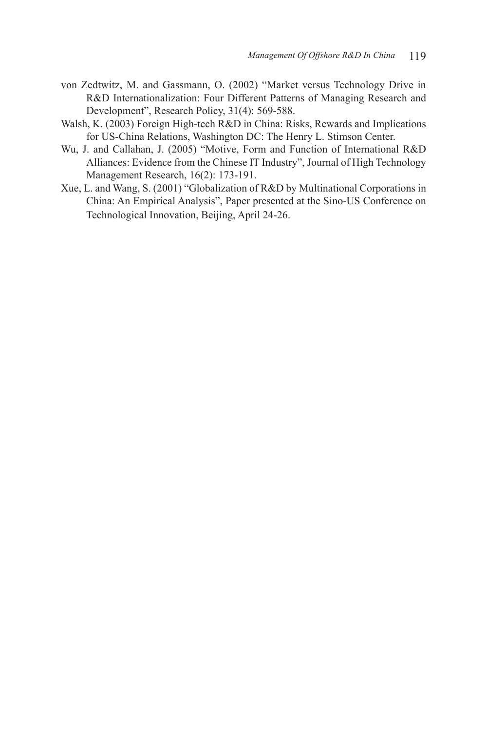von Zedtwitz, M. and Gassmann, O. (2002) "Market versus Technology Drive in R&D Internationalization: Four Different Patterns of Managing Research and Development", Research Policy, 31(4): 569-588.

Walsh, K. (2003) Foreign High-tech R&D in China: Risks, Rewards and Implications for US-China Relations, Washington DC: The Henry L. Stimson Center.

Wu, J. and Callahan, J. (2005) "Motive, Form and Function of International R&D Alliances: Evidence from the Chinese IT Industry", Journal of High Technology Management Research, 16(2): 173-191.

Xue, L. and Wang, S. (2001) "Globalization of R&D by Multinational Corporations in China: An Empirical Analysis", Paper presented at the Sino-US Conference on Technological Innovation, Beijing, April 24-26.